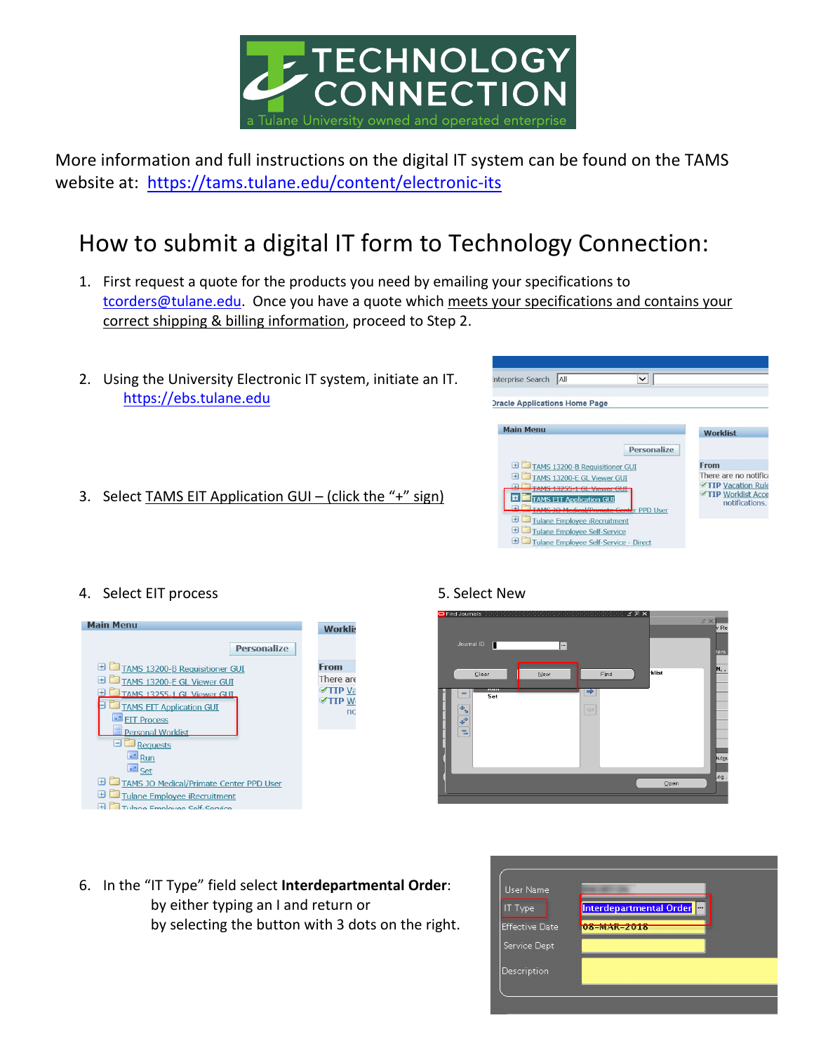More information and full instructions on the digital IT system can be found on the TAMS website at: https://tams.tulane.edu/content/electronic-its

# How to submit a digital IT form to Technology Connection:

1. First request a quote for the products you need by emailing your specifications to tcorders@tulane.edu. Once you have a quote which meets your specifications and contains your correct shipping & billing information, proceed to Step 2.

2. Using the University Electronic IT system, initiate an IT. https://ebs.tulane.edu

3. Select TAMS EIT Application GUI – (click the "+" sign)

4. Select EIT process

5. Select New

6. In the "IT Type" field select **Interdepartmental Order**:
   by either typing an I and return or
   by selecting the button with 3 dots on the right.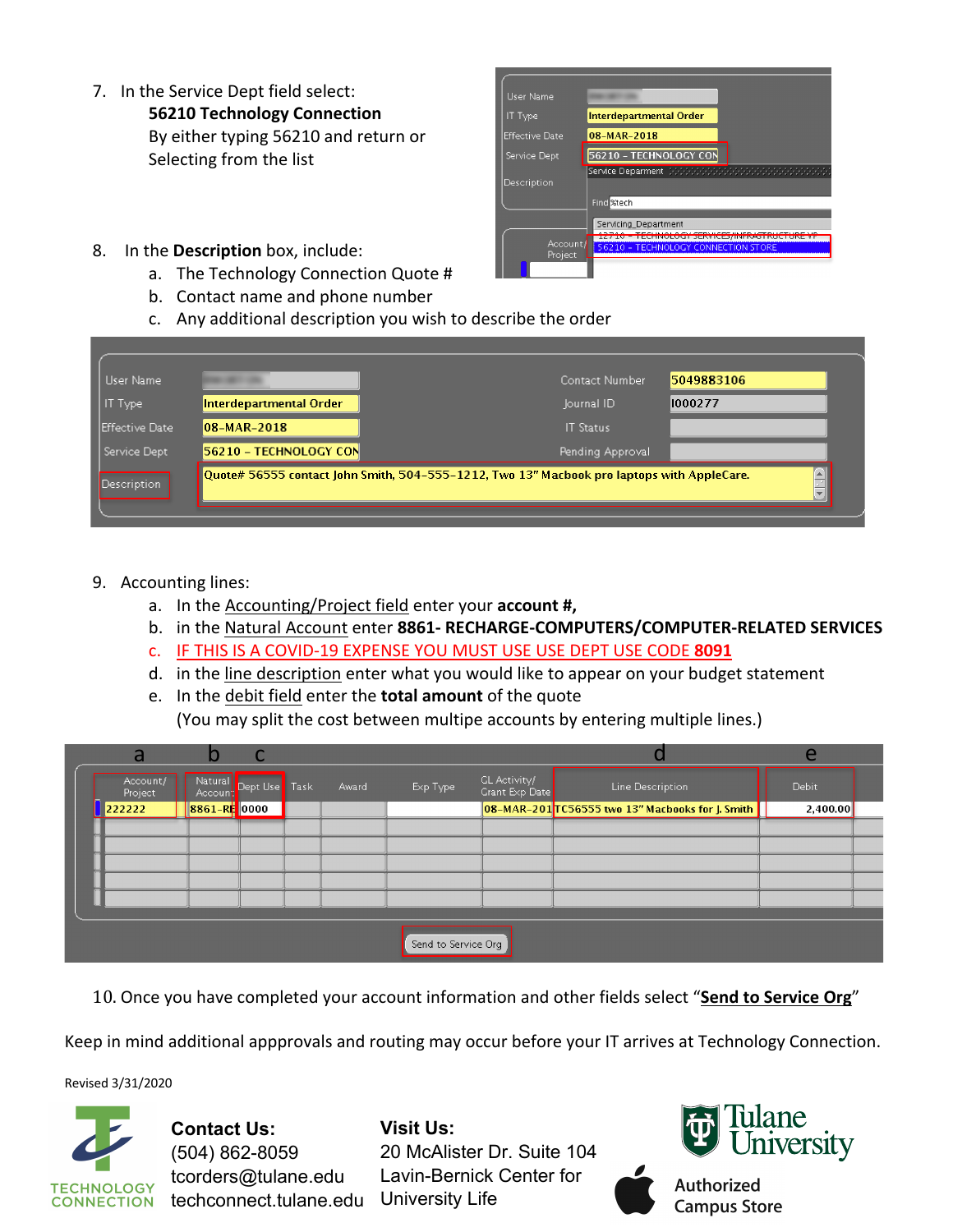7. In the Service Dept field select:
   **56210 Technology Connection**
   By either typing 56210 and return or
   Selecting from the list

8. In the **Description** box, include:
   a. The Technology Connection Quote #
   b. Contact name and phone number
   c. Any additional description you wish to describe the order

9. Accounting lines:
   a. In the Accounting/Project field enter your **account #,**
   b. in the Natural Account enter **8861- RECHARGE-COMPUTERS/COMPUTER-RELATED SERVICES**
   c. IF THIS IS A COVID-19 EXPENSE YOU MUST USE USE DEPT USE CODE **8091**
   d. in the line description enter what you would like to appear on your budget statement
   e. In the debit field enter the **total amount** of the quote
   (You may split the cost between multipe accounts by entering multiple lines.)

10. Once you have completed your account information and other fields select "**Send to Service Org**"

Keep in mind additional appprovals and routing may occur before your IT arrives at Technology Connection.

Revised 3/31/2020

**Contact Us:**
(504) 862-8059
tcorders@tulane.edu
techconnect.tulane.edu

**Visit Us:**
20 McAlister Dr. Suite 104
Lavin-Bernick Center for
University Life

Authorized Campus Store